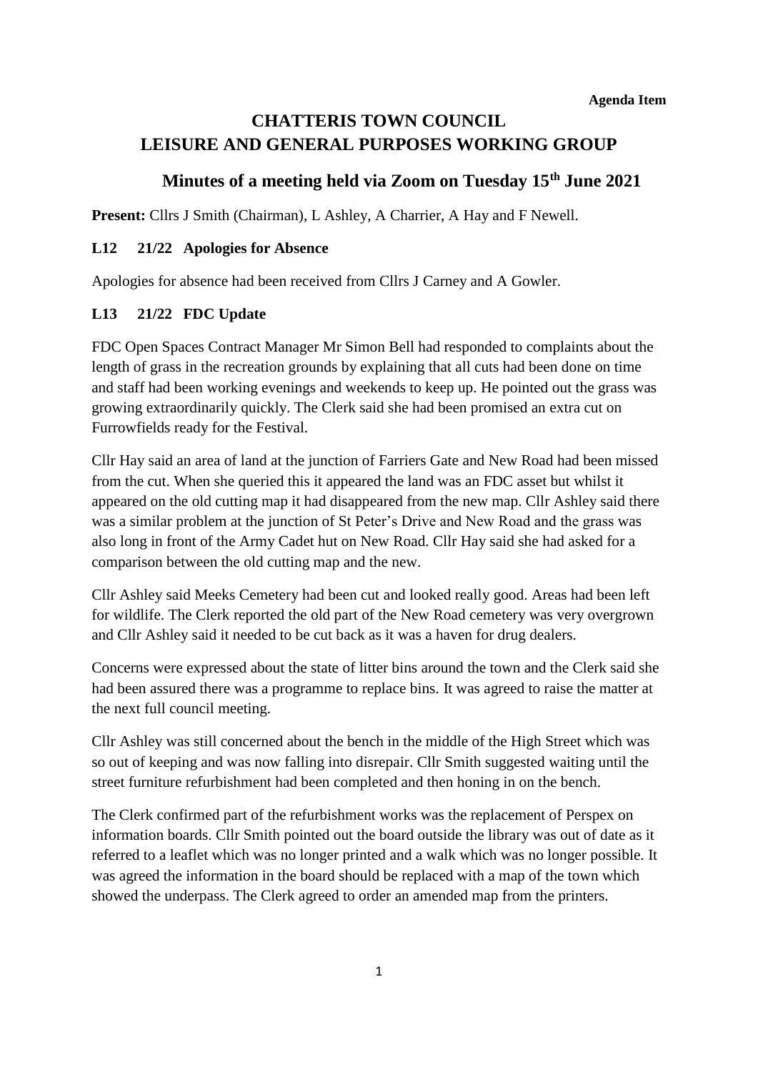**Agenda Item**

# CHATTERIS TOWN COUNCIL
# LEISURE AND GENERAL PURPOSES WORKING GROUP

## Minutes of a meeting held via Zoom on Tuesday 15th June 2021

**Present:** Cllrs J Smith (Chairman), L Ashley, A Charrier, A Hay and F Newell.

### L12 21/22 Apologies for Absence

Apologies for absence had been received from Cllrs J Carney and A Gowler.

### L13 21/22 FDC Update

FDC Open Spaces Contract Manager Mr Simon Bell had responded to complaints about the length of grass in the recreation grounds by explaining that all cuts had been done on time and staff had been working evenings and weekends to keep up. He pointed out the grass was growing extraordinarily quickly. The Clerk said she had been promised an extra cut on Furrowfields ready for the Festival.

Cllr Hay said an area of land at the junction of Farriers Gate and New Road had been missed from the cut. When she queried this it appeared the land was an FDC asset but whilst it appeared on the old cutting map it had disappeared from the new map. Cllr Ashley said there was a similar problem at the junction of St Peter's Drive and New Road and the grass was also long in front of the Army Cadet hut on New Road. Cllr Hay said she had asked for a comparison between the old cutting map and the new.

Cllr Ashley said Meeks Cemetery had been cut and looked really good. Areas had been left for wildlife. The Clerk reported the old part of the New Road cemetery was very overgrown and Cllr Ashley said it needed to be cut back as it was a haven for drug dealers.

Concerns were expressed about the state of litter bins around the town and the Clerk said she had been assured there was a programme to replace bins. It was agreed to raise the matter at the next full council meeting.

Cllr Ashley was still concerned about the bench in the middle of the High Street which was so out of keeping and was now falling into disrepair. Cllr Smith suggested waiting until the street furniture refurbishment had been completed and then honing in on the bench.

The Clerk confirmed part of the refurbishment works was the replacement of Perspex on information boards. Cllr Smith pointed out the board outside the library was out of date as it referred to a leaflet which was no longer printed and a walk which was no longer possible. It was agreed the information in the board should be replaced with a map of the town which showed the underpass. The Clerk agreed to order an amended map from the printers.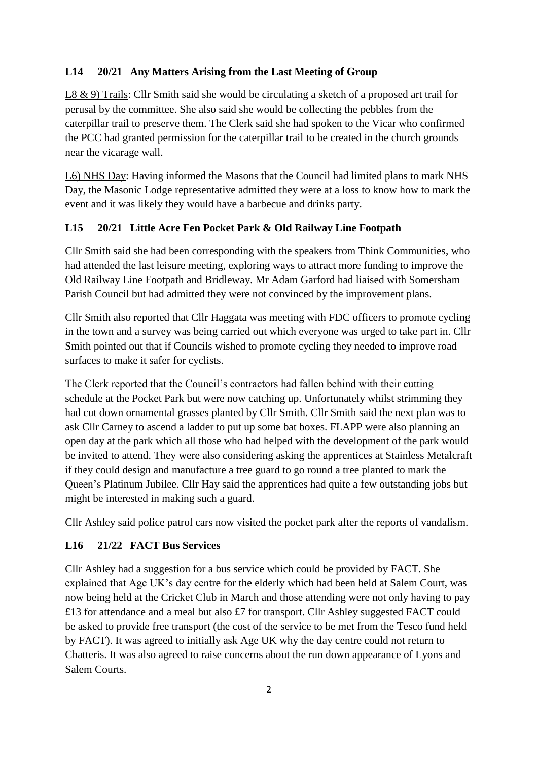### L14 20/21 Any Matters Arising from the Last Meeting of Group

L8 & 9) Trails: Cllr Smith said she would be circulating a sketch of a proposed art trail for perusal by the committee. She also said she would be collecting the pebbles from the caterpillar trail to preserve them. The Clerk said she had spoken to the Vicar who confirmed the PCC had granted permission for the caterpillar trail to be created in the church grounds near the vicarage wall.

L6) NHS Day: Having informed the Masons that the Council had limited plans to mark NHS Day, the Masonic Lodge representative admitted they were at a loss to know how to mark the event and it was likely they would have a barbecue and drinks party.

### L15 20/21 Little Acre Fen Pocket Park & Old Railway Line Footpath

Cllr Smith said she had been corresponding with the speakers from Think Communities, who had attended the last leisure meeting, exploring ways to attract more funding to improve the Old Railway Line Footpath and Bridleway. Mr Adam Garford had liaised with Somersham Parish Council but had admitted they were not convinced by the improvement plans.

Cllr Smith also reported that Cllr Haggata was meeting with FDC officers to promote cycling in the town and a survey was being carried out which everyone was urged to take part in. Cllr Smith pointed out that if Councils wished to promote cycling they needed to improve road surfaces to make it safer for cyclists.

The Clerk reported that the Council's contractors had fallen behind with their cutting schedule at the Pocket Park but were now catching up. Unfortunately whilst strimming they had cut down ornamental grasses planted by Cllr Smith. Cllr Smith said the next plan was to ask Cllr Carney to ascend a ladder to put up some bat boxes. FLAPP were also planning an open day at the park which all those who had helped with the development of the park would be invited to attend. They were also considering asking the apprentices at Stainless Metalcraft if they could design and manufacture a tree guard to go round a tree planted to mark the Queen's Platinum Jubilee. Cllr Hay said the apprentices had quite a few outstanding jobs but might be interested in making such a guard.

Cllr Ashley said police patrol cars now visited the pocket park after the reports of vandalism.

### L16 21/22 FACT Bus Services

Cllr Ashley had a suggestion for a bus service which could be provided by FACT. She explained that Age UK's day centre for the elderly which had been held at Salem Court, was now being held at the Cricket Club in March and those attending were not only having to pay £13 for attendance and a meal but also £7 for transport. Cllr Ashley suggested FACT could be asked to provide free transport (the cost of the service to be met from the Tesco fund held by FACT). It was agreed to initially ask Age UK why the day centre could not return to Chatteris. It was also agreed to raise concerns about the run down appearance of Lyons and Salem Courts.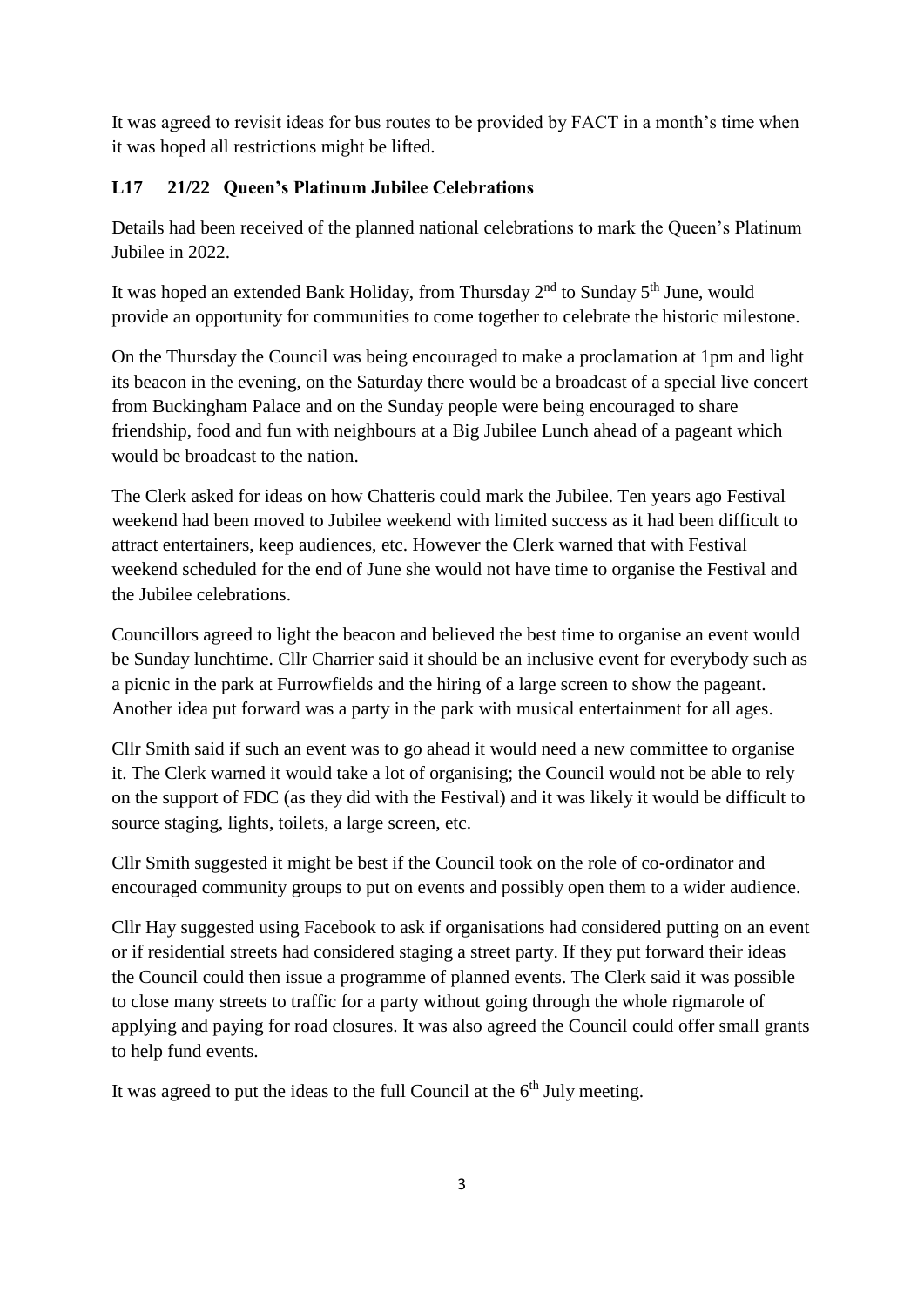It was agreed to revisit ideas for bus routes to be provided by FACT in a month's time when it was hoped all restrictions might be lifted.

### L17 21/22 Queen's Platinum Jubilee Celebrations

Details had been received of the planned national celebrations to mark the Queen's Platinum Jubilee in 2022.

It was hoped an extended Bank Holiday, from Thursday 2nd to Sunday 5th June, would provide an opportunity for communities to come together to celebrate the historic milestone.

On the Thursday the Council was being encouraged to make a proclamation at 1pm and light its beacon in the evening, on the Saturday there would be a broadcast of a special live concert from Buckingham Palace and on the Sunday people were being encouraged to share friendship, food and fun with neighbours at a Big Jubilee Lunch ahead of a pageant which would be broadcast to the nation.

The Clerk asked for ideas on how Chatteris could mark the Jubilee. Ten years ago Festival weekend had been moved to Jubilee weekend with limited success as it had been difficult to attract entertainers, keep audiences, etc. However the Clerk warned that with Festival weekend scheduled for the end of June she would not have time to organise the Festival and the Jubilee celebrations.

Councillors agreed to light the beacon and believed the best time to organise an event would be Sunday lunchtime. Cllr Charrier said it should be an inclusive event for everybody such as a picnic in the park at Furrowfields and the hiring of a large screen to show the pageant. Another idea put forward was a party in the park with musical entertainment for all ages.

Cllr Smith said if such an event was to go ahead it would need a new committee to organise it. The Clerk warned it would take a lot of organising; the Council would not be able to rely on the support of FDC (as they did with the Festival) and it was likely it would be difficult to source staging, lights, toilets, a large screen, etc.

Cllr Smith suggested it might be best if the Council took on the role of co-ordinator and encouraged community groups to put on events and possibly open them to a wider audience.

Cllr Hay suggested using Facebook to ask if organisations had considered putting on an event or if residential streets had considered staging a street party. If they put forward their ideas the Council could then issue a programme of planned events. The Clerk said it was possible to close many streets to traffic for a party without going through the whole rigmarole of applying and paying for road closures. It was also agreed the Council could offer small grants to help fund events.

It was agreed to put the ideas to the full Council at the 6th July meeting.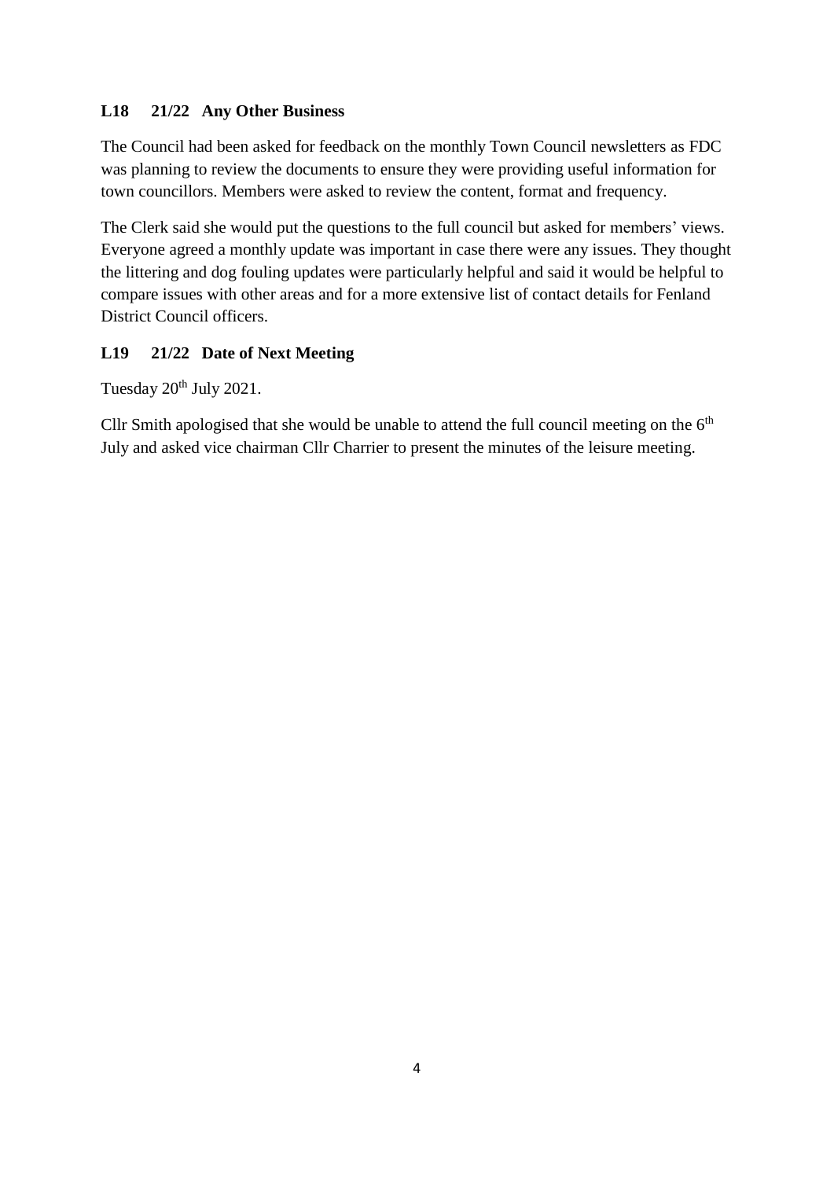**L18 21/22 Any Other Business**

The Council had been asked for feedback on the monthly Town Council newsletters as FDC was planning to review the documents to ensure they were providing useful information for town councillors. Members were asked to review the content, format and frequency.

The Clerk said she would put the questions to the full council but asked for members' views. Everyone agreed a monthly update was important in case there were any issues. They thought the littering and dog fouling updates were particularly helpful and said it would be helpful to compare issues with other areas and for a more extensive list of contact details for Fenland District Council officers.

**L19 21/22 Date of Next Meeting**

Tuesday 20th July 2021.

Cllr Smith apologised that she would be unable to attend the full council meeting on the 6th July and asked vice chairman Cllr Charrier to present the minutes of the leisure meeting.